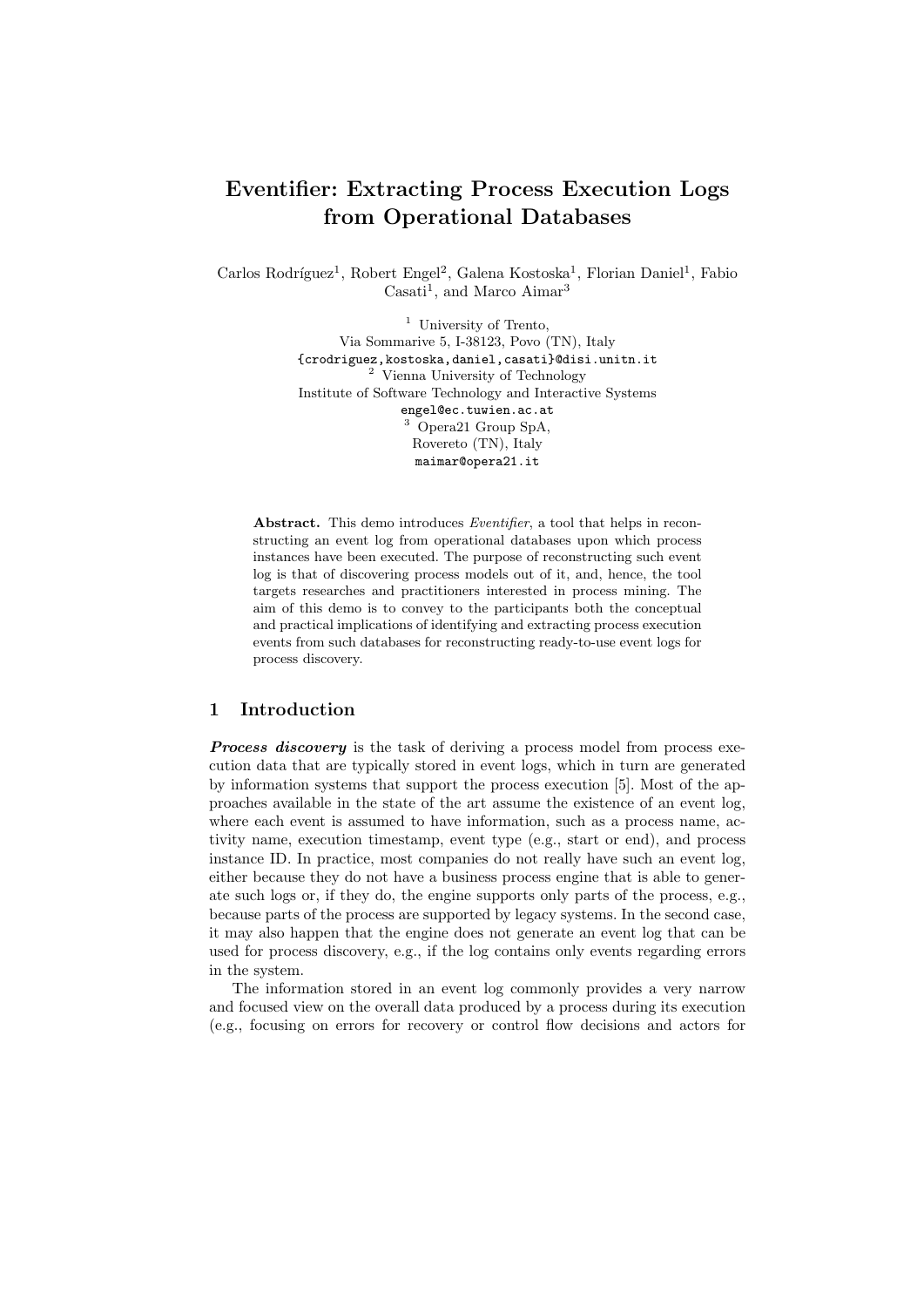# Eventifier: Extracting Process Execution Logs from Operational Databases

Carlos Rodríguez[1], Robert Engel[2], Galena Kostoska[1], Florian Daniel[1], Fabio Casati[1], and Marco Aimar[3]

[1] University of Trento,
Via Sommarive 5, I-38123, Povo (TN), Italy
{crodriguez,kostoska,daniel,casati}@disi.unitn.it
[2] Vienna University of Technology
Institute of Software Technology and Interactive Systems
engel@ec.tuwien.ac.at
[3] Opera21 Group SpA,
Rovereto (TN), Italy
maimar@opera21.it

**Abstract.** This demo introduces *Eventifier*, a tool that helps in reconstructing an event log from operational databases upon which process instances have been executed. The purpose of reconstructing such event log is that of discovering process models out of it, and, hence, the tool targets researches and practitioners interested in process mining. The aim of this demo is to convey to the participants both the conceptual and practical implications of identifying and extracting process execution events from such databases for reconstructing ready-to-use event logs for process discovery.

## 1 Introduction

***Process discovery*** is the task of deriving a process model from process execution data that are typically stored in event logs, which in turn are generated by information systems that support the process execution [5]. Most of the approaches available in the state of the art assume the existence of an event log, where each event is assumed to have information, such as a process name, activity name, execution timestamp, event type (e.g., start or end), and process instance ID. In practice, most companies do not really have such an event log, either because they do not have a business process engine that is able to generate such logs or, if they do, the engine supports only parts of the process, e.g., because parts of the process are supported by legacy systems. In the second case, it may also happen that the engine does not generate an event log that can be used for process discovery, e.g., if the log contains only events regarding errors in the system.

The information stored in an event log commonly provides a very narrow and focused view on the overall data produced by a process during its execution (e.g., focusing on errors for recovery or control flow decisions and actors for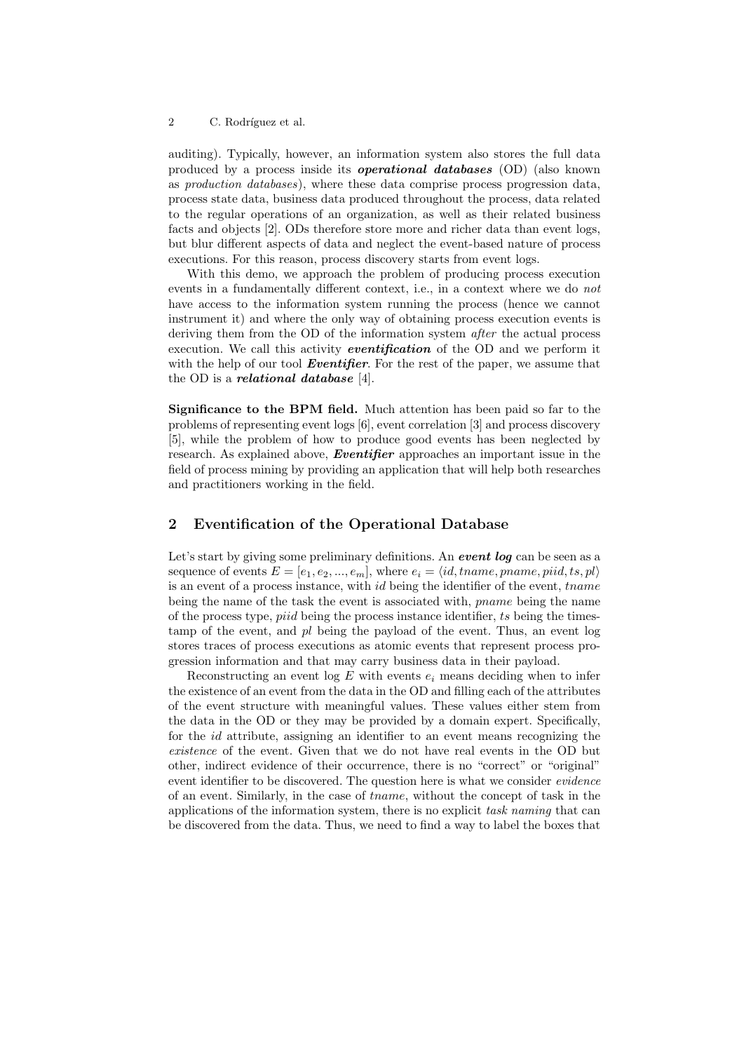auditing). Typically, however, an information system also stores the full data produced by a process inside its ***operational databases*** (OD) (also known as *production databases*), where these data comprise process progression data, process state data, business data produced throughout the process, data related to the regular operations of an organization, as well as their related business facts and objects [2]. ODs therefore store more and richer data than event logs, but blur different aspects of data and neglect the event-based nature of process executions. For this reason, process discovery starts from event logs.

With this demo, we approach the problem of producing process execution events in a fundamentally different context, i.e., in a context where we do *not* have access to the information system running the process (hence we cannot instrument it) and where the only way of obtaining process execution events is deriving them from the OD of the information system *after* the actual process execution. We call this activity ***eventification*** of the OD and we perform it with the help of our tool ***Eventifier***. For the rest of the paper, we assume that the OD is a ***relational database*** [4].

**Significance to the BPM field.** Much attention has been paid so far to the problems of representing event logs [6], event correlation [3] and process discovery [5], while the problem of how to produce good events has been neglected by research. As explained above, ***Eventifier*** approaches an important issue in the field of process mining by providing an application that will help both researches and practitioners working in the field.

## 2 Eventification of the Operational Database

Let's start by giving some preliminary definitions. An ***event log*** can be seen as a sequence of events $E = [e_1, e_2, ..., e_m]$, where $e_i = \langle id, tname, pname, piid, ts, pl \rangle$ is an event of a process instance, with $id$ being the identifier of the event, $tname$ being the name of the task the event is associated with, $pname$ being the name of the process type, $piid$ being the process instance identifier, $ts$ being the timestamp of the event, and $pl$ being the payload of the event. Thus, an event log stores traces of process executions as atomic events that represent process progression information and that may carry business data in their payload.

Reconstructing an event log $E$ with events $e_i$ means deciding when to infer the existence of an event from the data in the OD and filling each of the attributes of the event structure with meaningful values. These values either stem from the data in the OD or they may be provided by a domain expert. Specifically, for the $id$ attribute, assigning an identifier to an event means recognizing the *existence* of the event. Given that we do not have real events in the OD but other, indirect evidence of their occurrence, there is no "correct" or "original" event identifier to be discovered. The question here is what we consider *evidence* of an event. Similarly, in the case of $tname$, without the concept of task in the applications of the information system, there is no explicit *task naming* that can be discovered from the data. Thus, we need to find a way to label the boxes that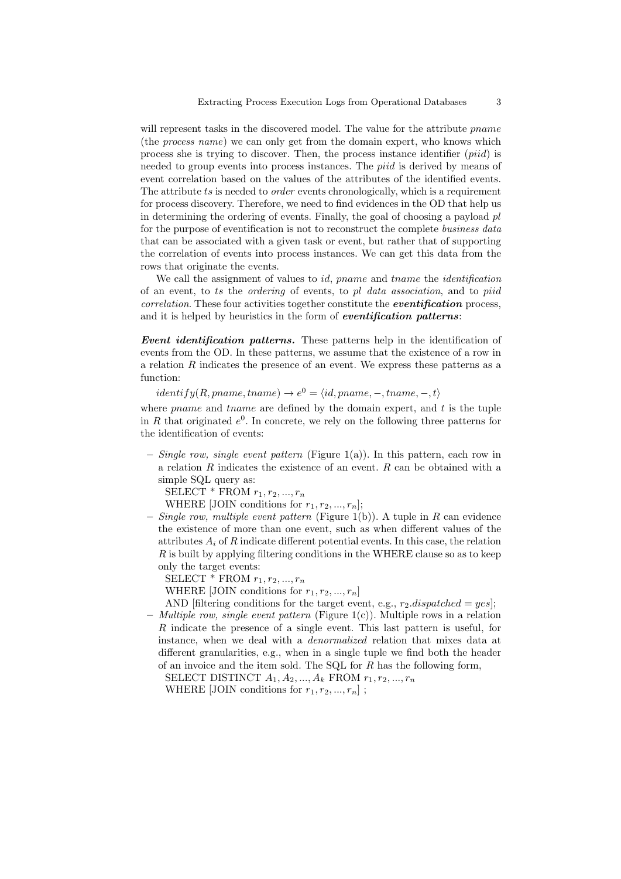will represent tasks in the discovered model. The value for the attribute *pname* (the *process name*) we can only get from the domain expert, who knows which process she is trying to discover. Then, the process instance identifier (*piid*) is needed to group events into process instances. The *piid* is derived by means of event correlation based on the values of the attributes of the identified events. The attribute *ts* is needed to *order* events chronologically, which is a requirement for process discovery. Therefore, we need to find evidences in the OD that help us in determining the ordering of events. Finally, the goal of choosing a payload *pl* for the purpose of eventification is not to reconstruct the complete *business data* that can be associated with a given task or event, but rather that of supporting the correlation of events into process instances. We can get this data from the rows that originate the events.

We call the assignment of values to *id*, *pname* and *tname* the *identification* of an event, to *ts* the *ordering* of events, to *pl data association*, and to *piid correlation*. These four activities together constitute the ***eventification*** process, and it is helped by heuristics in the form of ***eventification patterns***:

***Event identification patterns.*** These patterns help in the identification of events from the OD. In these patterns, we assume that the existence of a row in a relation $R$ indicates the presence of an event. We express these patterns as a function:

$identify(R, pname, tname) \rightarrow e^0 = \langle id, pname, -, tname, -, t \rangle$

where *pname* and *tname* are defined by the domain expert, and $t$ is the tuple in $R$ that originated $e^0$. In concrete, we rely on the following three patterns for the identification of events:

- *Single row, single event pattern* (Figure 1(a)). In this pattern, each row in a relation $R$ indicates the existence of an event. $R$ can be obtained with a simple SQL query as:
  SELECT * FROM $r_1, r_2, ..., r_n$
  WHERE [JOIN conditions for $r_1, r_2, ..., r_n$];
- *Single row, multiple event pattern* (Figure 1(b)). A tuple in $R$ can evidence the existence of more than one event, such as when different values of the attributes $A_i$ of $R$ indicate different potential events. In this case, the relation $R$ is built by applying filtering conditions in the WHERE clause so as to keep only the target events:
  SELECT * FROM $r_1, r_2, ..., r_n$
  WHERE [JOIN conditions for $r_1, r_2, ..., r_n$]
  AND [filtering conditions for the target event, e.g., $r_2.dispatched = yes$];
- *Multiple row, single event pattern* (Figure 1(c)). Multiple rows in a relation $R$ indicate the presence of a single event. This last pattern is useful, for instance, when we deal with a *denormalized* relation that mixes data at different granularities, e.g., when in a single tuple we find both the header of an invoice and the item sold. The SQL for $R$ has the following form,
  SELECT DISTINCT $A_1, A_2, ..., A_k$ FROM $r_1, r_2, ..., r_n$
  WHERE [JOIN conditions for $r_1, r_2, ..., r_n$] ;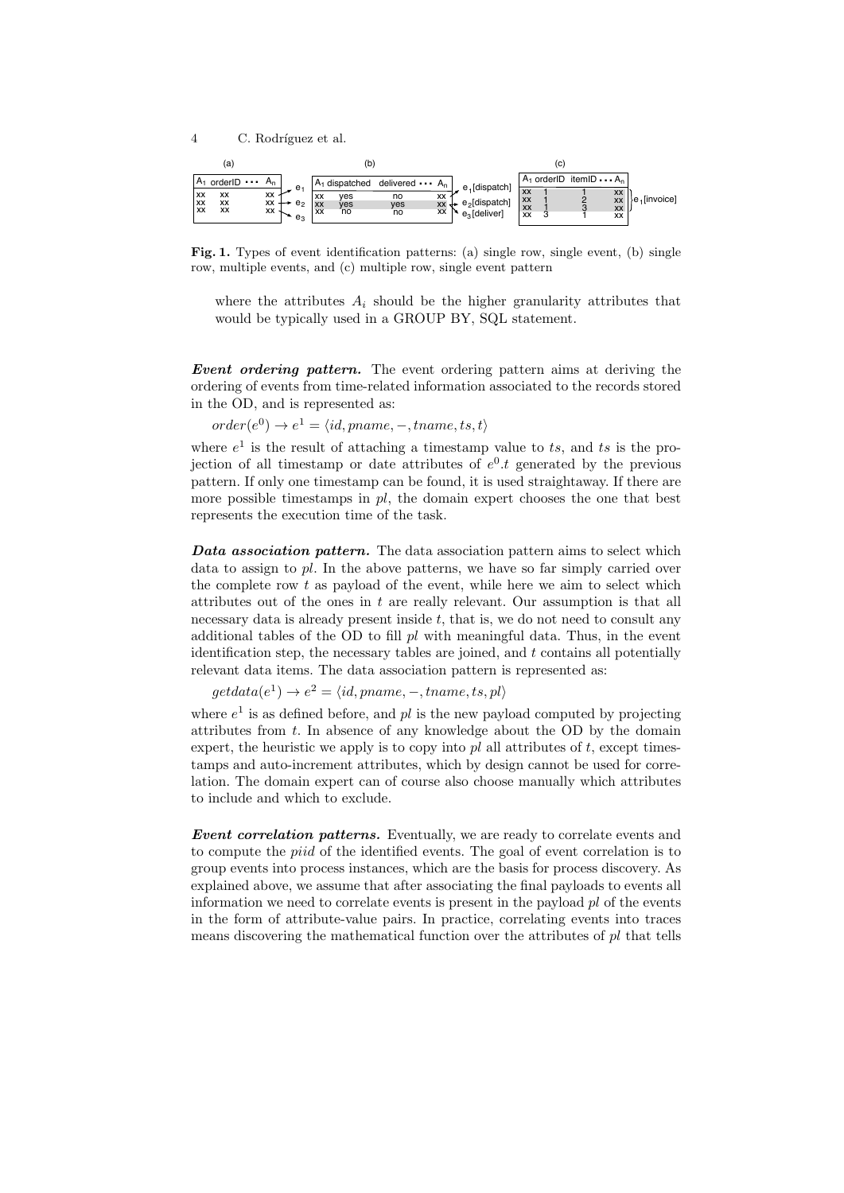**Fig. 1.** Types of event identification patterns: (a) single row, single event, (b) single row, multiple events, and (c) multiple row, single event pattern

where the attributes $A_i$ should be the higher granularity attributes that would be typically used in a GROUP BY, SQL statement.

***Event ordering pattern.*** The event ordering pattern aims at deriving the ordering of events from time-related information associated to the records stored in the OD, and is represented as:

$order(e^0) \rightarrow e^1 = \langle id, pname, -, tname, ts, t \rangle$

where $e^1$ is the result of attaching a timestamp value to $ts$, and $ts$ is the projection of all timestamp or date attributes of $e^0.t$ generated by the previous pattern. If only one timestamp can be found, it is used straightaway. If there are more possible timestamps in $pl$, the domain expert chooses the one that best represents the execution time of the task.

***Data association pattern.*** The data association pattern aims to select which data to assign to $pl$. In the above patterns, we have so far simply carried over the complete row $t$ as payload of the event, while here we aim to select which attributes out of the ones in $t$ are really relevant. Our assumption is that all necessary data is already present inside $t$, that is, we do not need to consult any additional tables of the OD to fill $pl$ with meaningful data. Thus, in the event identification step, the necessary tables are joined, and $t$ contains all potentially relevant data items. The data association pattern is represented as:

$getdata(e^1) \rightarrow e^2 = \langle id, pname, -, tname, ts, pl \rangle$

where $e^1$ is as defined before, and $pl$ is the new payload computed by projecting attributes from $t$. In absence of any knowledge about the OD by the domain expert, the heuristic we apply is to copy into $pl$ all attributes of $t$, except timestamps and auto-increment attributes, which by design cannot be used for correlation. The domain expert can of course also choose manually which attributes to include and which to exclude.

***Event correlation patterns.*** Eventually, we are ready to correlate events and to compute the *piid* of the identified events. The goal of event correlation is to group events into process instances, which are the basis for process discovery. As explained above, we assume that after associating the final payloads to events all information we need to correlate events is present in the payload $pl$ of the events in the form of attribute-value pairs. In practice, correlating events into traces means discovering the mathematical function over the attributes of $pl$ that tells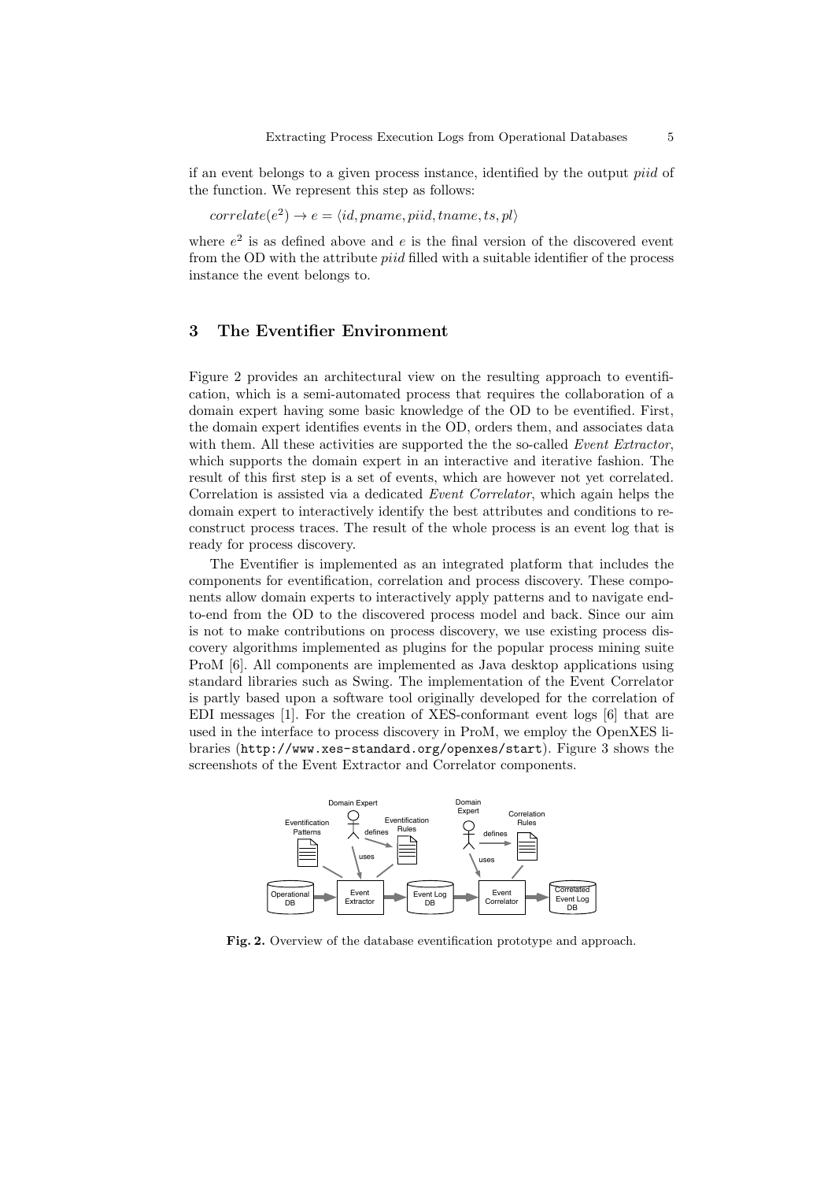if an event belongs to a given process instance, identified by the output *piid* of the function. We represent this step as follows:

$correlate(e^2) \rightarrow e = \langle id, pname, piid, tname, ts, pl \rangle$

where $e^2$ is as defined above and $e$ is the final version of the discovered event from the OD with the attribute *piid* filled with a suitable identifier of the process instance the event belongs to.

## 3 The Eventifier Environment

Figure 2 provides an architectural view on the resulting approach to eventification, which is a semi-automated process that requires the collaboration of a domain expert having some basic knowledge of the OD to be eventified. First, the domain expert identifies events in the OD, orders them, and associates data with them. All these activities are supported the the so-called *Event Extractor*, which supports the domain expert in an interactive and iterative fashion. The result of this first step is a set of events, which are however not yet correlated. Correlation is assisted via a dedicated *Event Correlator*, which again helps the domain expert to interactively identify the best attributes and conditions to reconstruct process traces. The result of the whole process is an event log that is ready for process discovery.

The Eventifier is implemented as an integrated platform that includes the components for eventification, correlation and process discovery. These components allow domain experts to interactively apply patterns and to navigate end-to-end from the OD to the discovered process model and back. Since our aim is not to make contributions on process discovery, we use existing process discovery algorithms implemented as plugins for the popular process mining suite ProM [6]. All components are implemented as Java desktop applications using standard libraries such as Swing. The implementation of the Event Correlator is partly based upon a software tool originally developed for the correlation of EDI messages [1]. For the creation of XES-conformant event logs [6] that are used in the interface to process discovery in ProM, we employ the OpenXES libraries (`http://www.xes-standard.org/openxes/start`). Figure 3 shows the screenshots of the Event Extractor and Correlator components.

**Fig. 2.** Overview of the database eventification prototype and approach.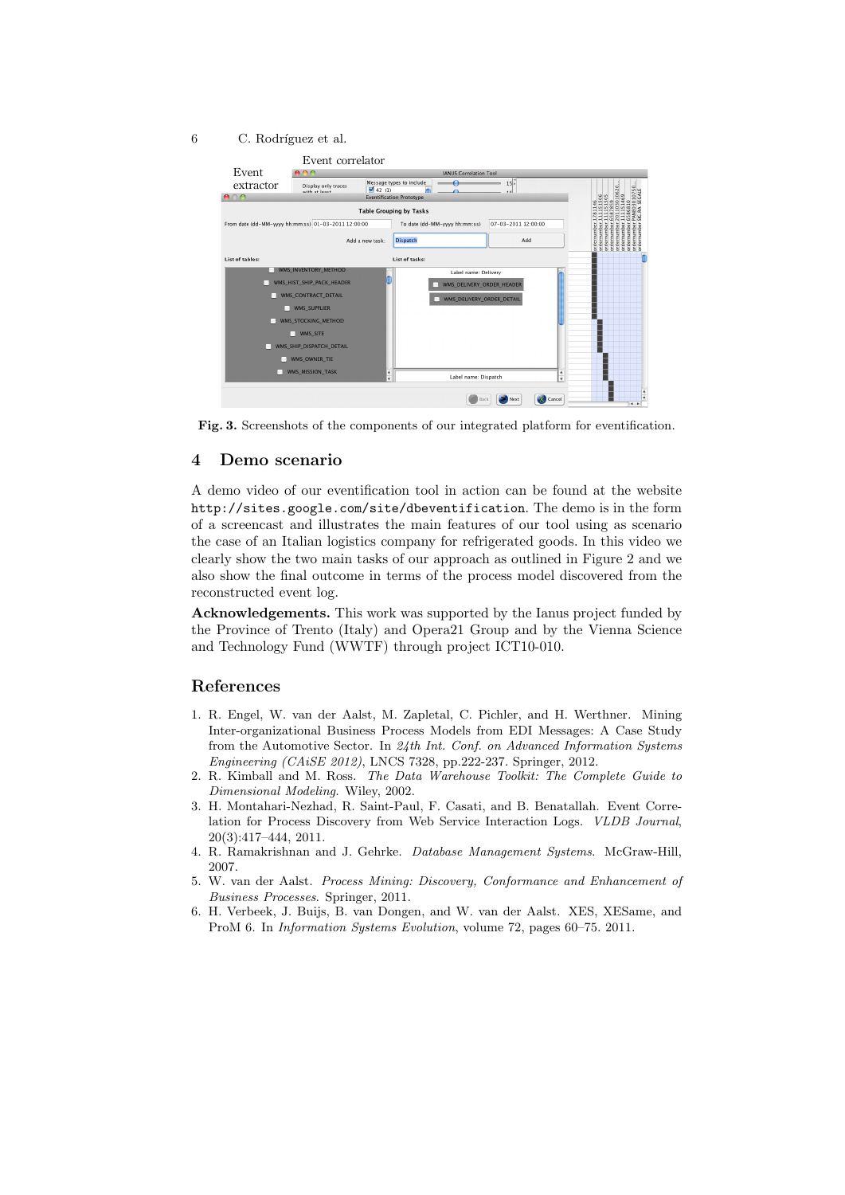Event correlator

Event extractor

Fig. 3. Screenshots of the components of our integrated platform for eventification.

## 4 Demo scenario

A demo video of our eventification tool in action can be found at the website `http://sites.google.com/site/dbeventification`. The demo is in the form of a screencast and illustrates the main features of our tool using as scenario the case of an Italian logistics company for refrigerated goods. In this video we clearly show the two main tasks of our approach as outlined in Figure 2 and we also show the final outcome in terms of the process model discovered from the reconstructed event log.

**Acknowledgements.** This work was supported by the Ianus project funded by the Province of Trento (Italy) and Opera21 Group and by the Vienna Science and Technology Fund (WWTF) through project ICT10-010.

## References

1. R. Engel, W. van der Aalst, M. Zapletal, C. Pichler, and H. Werthner. Mining Inter-organizational Business Process Models from EDI Messages: A Case Study from the Automotive Sector. In *24th Int. Conf. on Advanced Information Systems Engineering (CAiSE 2012)*, LNCS 7328, pp.222-237. Springer, 2012.
2. R. Kimball and M. Ross. *The Data Warehouse Toolkit: The Complete Guide to Dimensional Modeling*. Wiley, 2002.
3. H. Montahari-Nezhad, R. Saint-Paul, F. Casati, and B. Benatallah. Event Correlation for Process Discovery from Web Service Interaction Logs. *VLDB Journal*, 20(3):417–444, 2011.
4. R. Ramakrishnan and J. Gehrke. *Database Management Systems*. McGraw-Hill, 2007.
5. W. van der Aalst. *Process Mining: Discovery, Conformance and Enhancement of Business Processes*. Springer, 2011.
6. H. Verbeek, J. Buijs, B. van Dongen, and W. van der Aalst. XES, XESame, and ProM 6. In *Information Systems Evolution*, volume 72, pages 60–75. 2011.